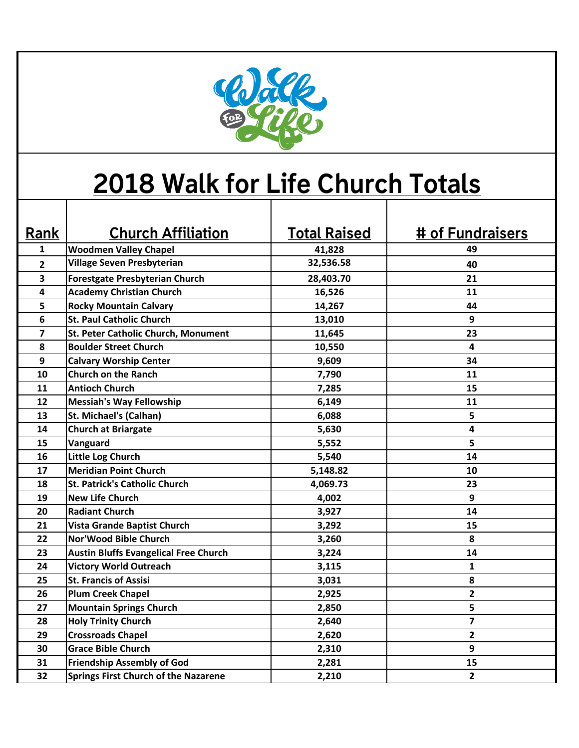# 2018 Walk for Life Church Totals

| Rank | Church Affiliation | Total Raised | # of Fundraisers |
|---|---|---|---|
| 1 | Woodmen Valley Chapel | 41,828 | 49 |
| 2 | Village Seven Presbyterian | 32,536.58 | 40 |
| 3 | Forestgate Presbyterian Church | 28,403.70 | 21 |
| 4 | Academy Christian Church | 16,526 | 11 |
| 5 | Rocky Mountain Calvary | 14,267 | 44 |
| 6 | St. Paul Catholic Church | 13,010 | 9 |
| 7 | St. Peter Catholic Church, Monument | 11,645 | 23 |
| 8 | Boulder Street Church | 10,550 | 4 |
| 9 | Calvary Worship Center | 9,609 | 34 |
| 10 | Church on the Ranch | 7,790 | 11 |
| 11 | Antioch Church | 7,285 | 15 |
| 12 | Messiah's Way Fellowship | 6,149 | 11 |
| 13 | St. Michael's (Calhan) | 6,088 | 5 |
| 14 | Church at Briargate | 5,630 | 4 |
| 15 | Vanguard | 5,552 | 5 |
| 16 | Little Log Church | 5,540 | 14 |
| 17 | Meridian Point Church | 5,148.82 | 10 |
| 18 | St. Patrick's Catholic Church | 4,069.73 | 23 |
| 19 | New Life Church | 4,002 | 9 |
| 20 | Radiant Church | 3,927 | 14 |
| 21 | Vista Grande Baptist Church | 3,292 | 15 |
| 22 | Nor'Wood Bible Church | 3,260 | 8 |
| 23 | Austin Bluffs Evangelical Free Church | 3,224 | 14 |
| 24 | Victory World Outreach | 3,115 | 1 |
| 25 | St. Francis of Assisi | 3,031 | 8 |
| 26 | Plum Creek Chapel | 2,925 | 2 |
| 27 | Mountain Springs Church | 2,850 | 5 |
| 28 | Holy Trinity Church | 2,640 | 7 |
| 29 | Crossroads Chapel | 2,620 | 2 |
| 30 | Grace Bible Church | 2,310 | 9 |
| 31 | Friendship Assembly of God | 2,281 | 15 |
| 32 | Springs First Church of the Nazarene | 2,210 | 2 |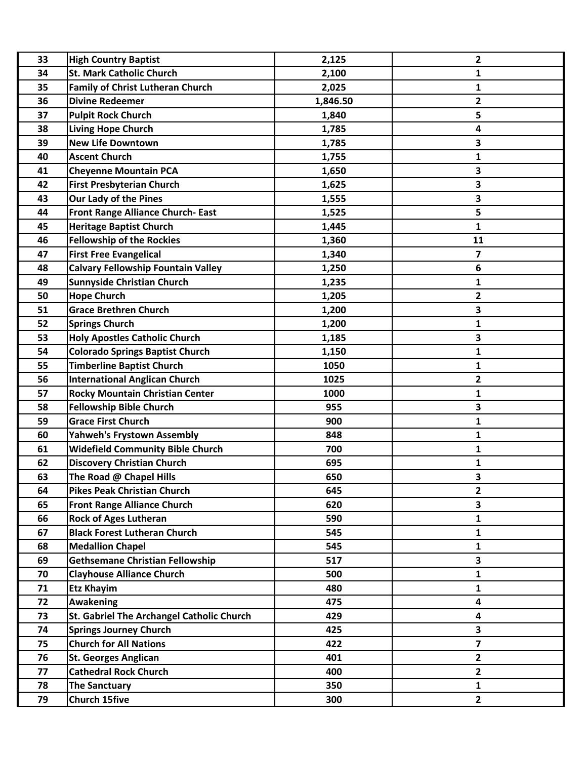| | | | |
|---|---|---|---|
| 33 | **High Country Baptist** | 2,125 | 2 |
| 34 | **St. Mark Catholic Church** | 2,100 | 1 |
| 35 | **Family of Christ Lutheran Church** | 2,025 | 1 |
| 36 | **Divine Redeemer** | 1,846.50 | 2 |
| 37 | **Pulpit Rock Church** | 1,840 | 5 |
| 38 | **Living Hope Church** | 1,785 | 4 |
| 39 | **New Life Downtown** | 1,785 | 3 |
| 40 | **Ascent Church** | 1,755 | 1 |
| 41 | **Cheyenne Mountain PCA** | 1,650 | 3 |
| 42 | **First Presbyterian Church** | 1,625 | 3 |
| 43 | **Our Lady of the Pines** | 1,555 | 3 |
| 44 | **Front Range Alliance Church- East** | 1,525 | 5 |
| 45 | **Heritage Baptist Church** | 1,445 | 1 |
| 46 | **Fellowship of the Rockies** | 1,360 | 11 |
| 47 | **First Free Evangelical** | 1,340 | 7 |
| 48 | **Calvary Fellowship Fountain Valley** | 1,250 | 6 |
| 49 | **Sunnyside Christian Church** | 1,235 | 1 |
| 50 | **Hope Church** | 1,205 | 2 |
| 51 | **Grace Brethren Church** | 1,200 | 3 |
| 52 | **Springs Church** | 1,200 | 1 |
| 53 | **Holy Apostles Catholic Church** | 1,185 | 3 |
| 54 | **Colorado Springs Baptist Church** | 1,150 | 1 |
| 55 | **Timberline Baptist Church** | 1050 | 1 |
| 56 | **International Anglican Church** | 1025 | 2 |
| 57 | **Rocky Mountain Christian Center** | 1000 | 1 |
| 58 | **Fellowship Bible Church** | 955 | 3 |
| 59 | **Grace First Church** | 900 | 1 |
| 60 | **Yahweh's Frystown Assembly** | 848 | 1 |
| 61 | **Widefield Community Bible Church** | 700 | 1 |
| 62 | **Discovery Christian Church** | 695 | 1 |
| 63 | **The Road @ Chapel Hills** | 650 | 3 |
| 64 | **Pikes Peak Christian Church** | 645 | 2 |
| 65 | **Front Range Alliance Church** | 620 | 3 |
| 66 | **Rock of Ages Lutheran** | 590 | 1 |
| 67 | **Black Forest Lutheran Church** | 545 | 1 |
| 68 | **Medallion Chapel** | 545 | 1 |
| 69 | **Gethsemane Christian Fellowship** | 517 | 3 |
| 70 | **Clayhouse Alliance Church** | 500 | 1 |
| 71 | **Etz Khayim** | 480 | 1 |
| 72 | **Awakening** | 475 | 4 |
| 73 | **St. Gabriel The Archangel Catholic Church** | 429 | 4 |
| 74 | **Springs Journey Church** | 425 | 3 |
| 75 | **Church for All Nations** | 422 | 7 |
| 76 | **St. Georges Anglican** | 401 | 2 |
| 77 | **Cathedral Rock Church** | 400 | 2 |
| 78 | **The Sanctuary** | 350 | 1 |
| 79 | **Church 15five** | 300 | 2 |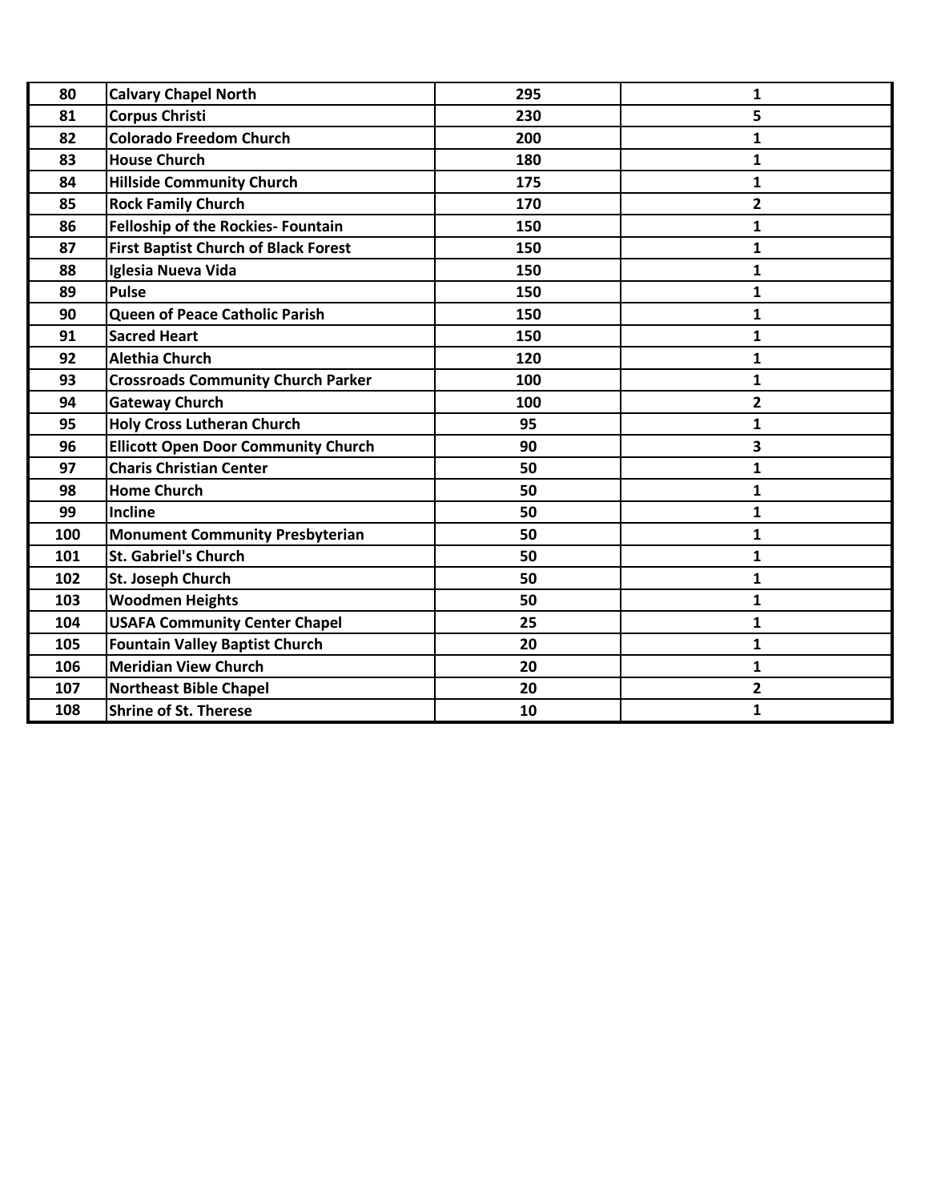| | | | |
|---|---|---|---|
| 80 | Calvary Chapel North | 295 | 1 |
| 81 | Corpus Christi | 230 | 5 |
| 82 | Colorado Freedom Church | 200 | 1 |
| 83 | House Church | 180 | 1 |
| 84 | Hillside Community Church | 175 | 1 |
| 85 | Rock Family Church | 170 | 2 |
| 86 | Felloship of the Rockies- Fountain | 150 | 1 |
| 87 | First Baptist Church of Black Forest | 150 | 1 |
| 88 | Iglesia Nueva Vida | 150 | 1 |
| 89 | Pulse | 150 | 1 |
| 90 | Queen of Peace Catholic Parish | 150 | 1 |
| 91 | Sacred Heart | 150 | 1 |
| 92 | Alethia Church | 120 | 1 |
| 93 | Crossroads Community Church Parker | 100 | 1 |
| 94 | Gateway Church | 100 | 2 |
| 95 | Holy Cross Lutheran Church | 95 | 1 |
| 96 | Ellicott Open Door Community Church | 90 | 3 |
| 97 | Charis Christian Center | 50 | 1 |
| 98 | Home Church | 50 | 1 |
| 99 | Incline | 50 | 1 |
| 100 | Monument Community Presbyterian | 50 | 1 |
| 101 | St. Gabriel's Church | 50 | 1 |
| 102 | St. Joseph Church | 50 | 1 |
| 103 | Woodmen Heights | 50 | 1 |
| 104 | USAFA Community Center Chapel | 25 | 1 |
| 105 | Fountain Valley Baptist Church | 20 | 1 |
| 106 | Meridian View Church | 20 | 1 |
| 107 | Northeast Bible Chapel | 20 | 2 |
| 108 | Shrine of St. Therese | 10 | 1 |